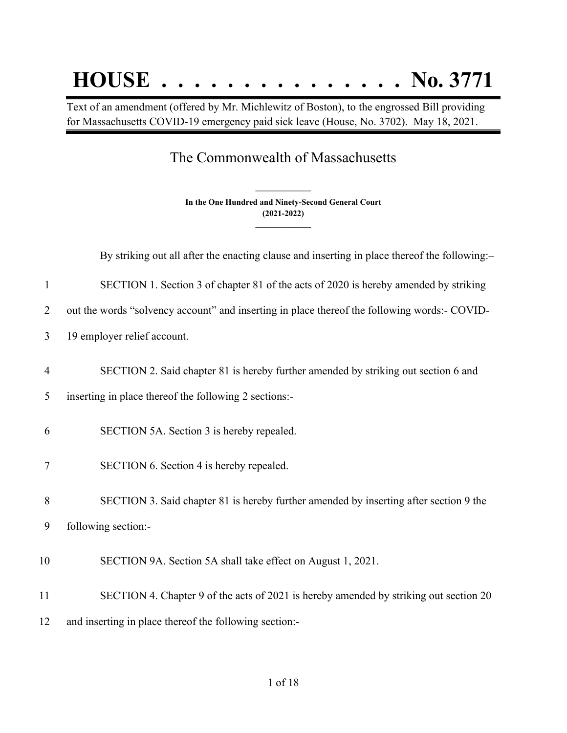# HOUSE . . . . . . . . . . . . . . . No. 3771

Text of an amendment (offered by Mr. Michlewitz of Boston), to the engrossed Bill providing for Massachusetts COVID-19 emergency paid sick leave (House, No. 3702). May 18, 2021.

## The Commonwealth of Massachusetts

**In the One Hundred and Ninety-Second General Court**
**(2021-2022)**

By striking out all after the enacting clause and inserting in place thereof the following:–

1 SECTION 1. Section 3 of chapter 81 of the acts of 2020 is hereby amended by striking
2 out the words "solvency account" and inserting in place thereof the following words:- COVID-
3 19 employer relief account.

4 SECTION 2. Said chapter 81 is hereby further amended by striking out section 6 and
5 inserting in place thereof the following 2 sections:-

6 SECTION 5A. Section 3 is hereby repealed.

7 SECTION 6. Section 4 is hereby repealed.

8 SECTION 3. Said chapter 81 is hereby further amended by inserting after section 9 the
9 following section:-

10 SECTION 9A. Section 5A shall take effect on August 1, 2021.

11 SECTION 4. Chapter 9 of the acts of 2021 is hereby amended by striking out section 20
12 and inserting in place thereof the following section:-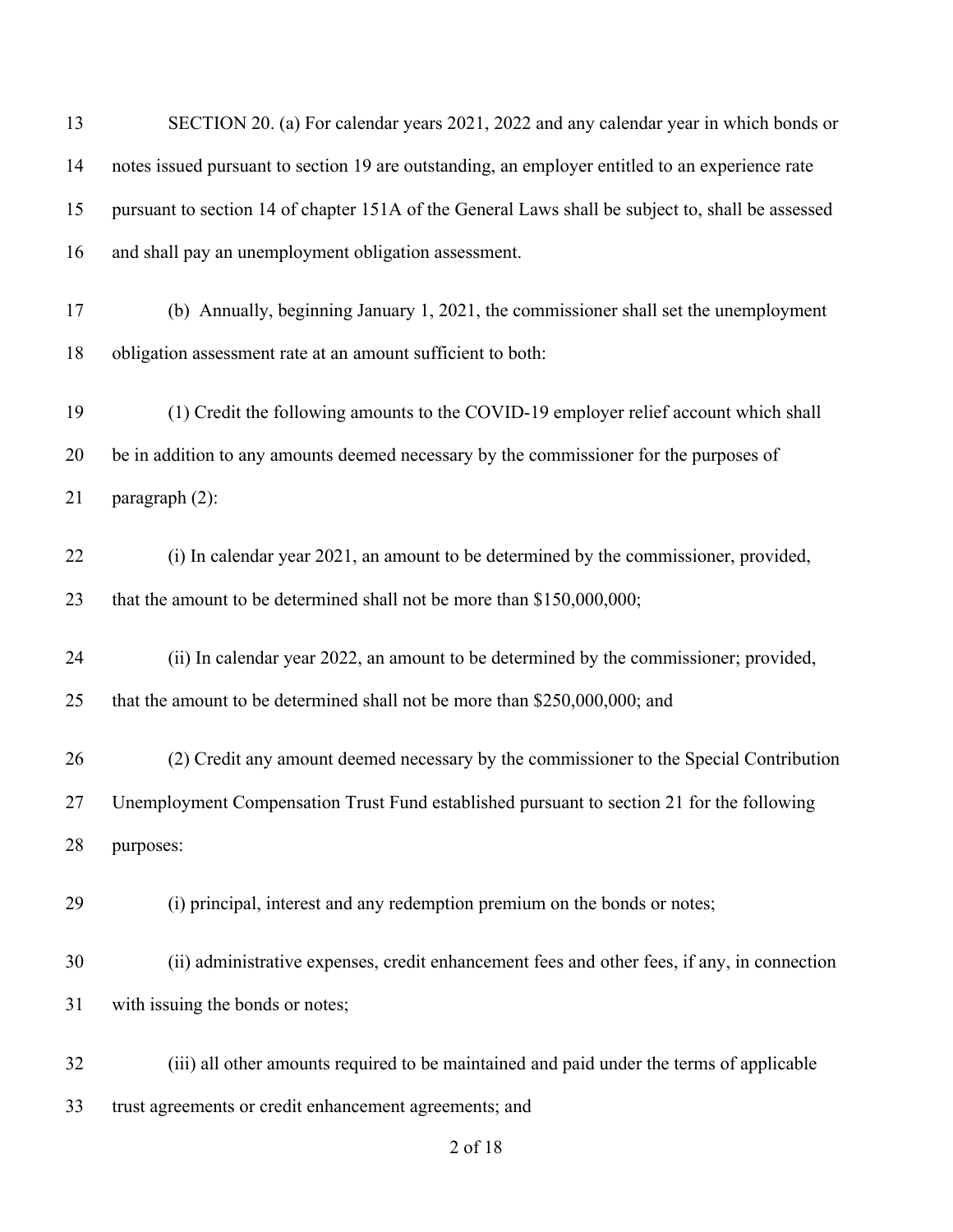SECTION 20. (a) For calendar years 2021, 2022 and any calendar year in which bonds or notes issued pursuant to section 19 are outstanding, an employer entitled to an experience rate pursuant to section 14 of chapter 151A of the General Laws shall be subject to, shall be assessed and shall pay an unemployment obligation assessment.

(b) Annually, beginning January 1, 2021, the commissioner shall set the unemployment obligation assessment rate at an amount sufficient to both:

(1) Credit the following amounts to the COVID-19 employer relief account which shall be in addition to any amounts deemed necessary by the commissioner for the purposes of paragraph (2):

(i) In calendar year 2021, an amount to be determined by the commissioner, provided, that the amount to be determined shall not be more than $150,000,000;

(ii) In calendar year 2022, an amount to be determined by the commissioner; provided, that the amount to be determined shall not be more than $250,000,000; and

(2) Credit any amount deemed necessary by the commissioner to the Special Contribution Unemployment Compensation Trust Fund established pursuant to section 21 for the following purposes:

(i) principal, interest and any redemption premium on the bonds or notes;

(ii) administrative expenses, credit enhancement fees and other fees, if any, in connection with issuing the bonds or notes;

(iii) all other amounts required to be maintained and paid under the terms of applicable trust agreements or credit enhancement agreements; and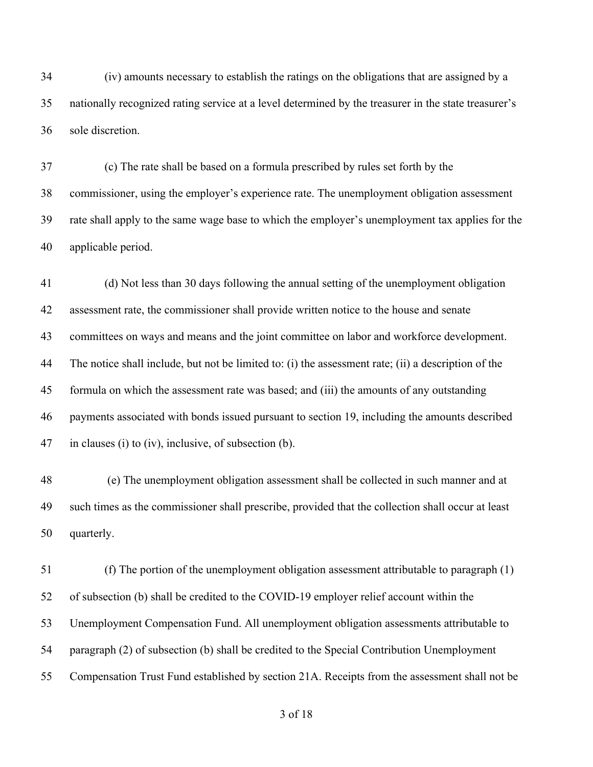(iv) amounts necessary to establish the ratings on the obligations that are assigned by a nationally recognized rating service at a level determined by the treasurer in the state treasurer's sole discretion.

(c) The rate shall be based on a formula prescribed by rules set forth by the commissioner, using the employer's experience rate. The unemployment obligation assessment rate shall apply to the same wage base to which the employer's unemployment tax applies for the applicable period.

(d) Not less than 30 days following the annual setting of the unemployment obligation assessment rate, the commissioner shall provide written notice to the house and senate committees on ways and means and the joint committee on labor and workforce development. The notice shall include, but not be limited to: (i) the assessment rate; (ii) a description of the formula on which the assessment rate was based; and (iii) the amounts of any outstanding payments associated with bonds issued pursuant to section 19, including the amounts described in clauses (i) to (iv), inclusive, of subsection (b).

(e) The unemployment obligation assessment shall be collected in such manner and at such times as the commissioner shall prescribe, provided that the collection shall occur at least quarterly.

(f) The portion of the unemployment obligation assessment attributable to paragraph (1) of subsection (b) shall be credited to the COVID-19 employer relief account within the Unemployment Compensation Fund. All unemployment obligation assessments attributable to paragraph (2) of subsection (b) shall be credited to the Special Contribution Unemployment Compensation Trust Fund established by section 21A. Receipts from the assessment shall not be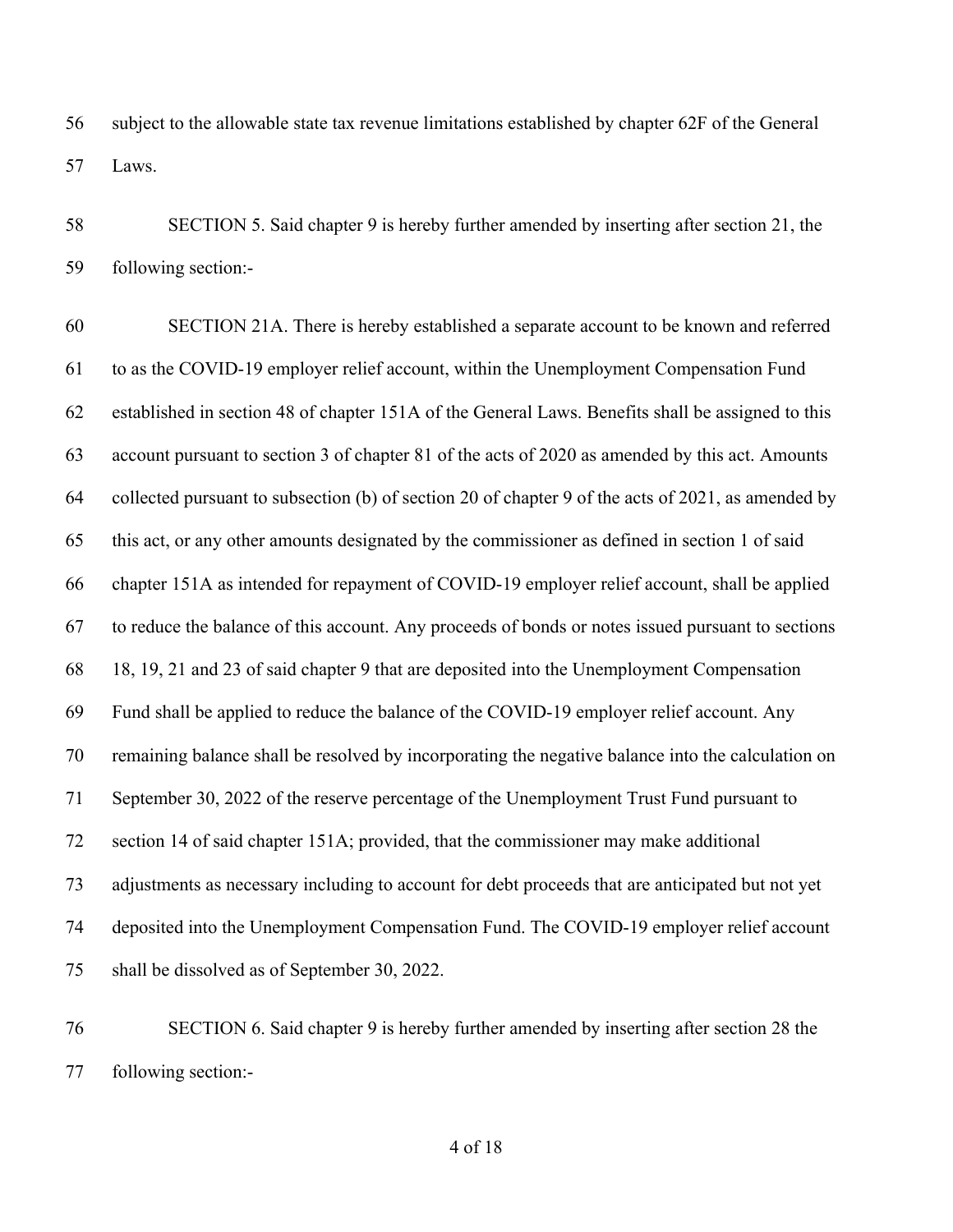subject to the allowable state tax revenue limitations established by chapter 62F of the General Laws.

SECTION 5. Said chapter 9 is hereby further amended by inserting after section 21, the following section:-

SECTION 21A. There is hereby established a separate account to be known and referred to as the COVID-19 employer relief account, within the Unemployment Compensation Fund established in section 48 of chapter 151A of the General Laws. Benefits shall be assigned to this account pursuant to section 3 of chapter 81 of the acts of 2020 as amended by this act. Amounts collected pursuant to subsection (b) of section 20 of chapter 9 of the acts of 2021, as amended by this act, or any other amounts designated by the commissioner as defined in section 1 of said chapter 151A as intended for repayment of COVID-19 employer relief account, shall be applied to reduce the balance of this account. Any proceeds of bonds or notes issued pursuant to sections 18, 19, 21 and 23 of said chapter 9 that are deposited into the Unemployment Compensation Fund shall be applied to reduce the balance of the COVID-19 employer relief account. Any remaining balance shall be resolved by incorporating the negative balance into the calculation on September 30, 2022 of the reserve percentage of the Unemployment Trust Fund pursuant to section 14 of said chapter 151A; provided, that the commissioner may make additional adjustments as necessary including to account for debt proceeds that are anticipated but not yet deposited into the Unemployment Compensation Fund. The COVID-19 employer relief account shall be dissolved as of September 30, 2022.

SECTION 6. Said chapter 9 is hereby further amended by inserting after section 28 the following section:-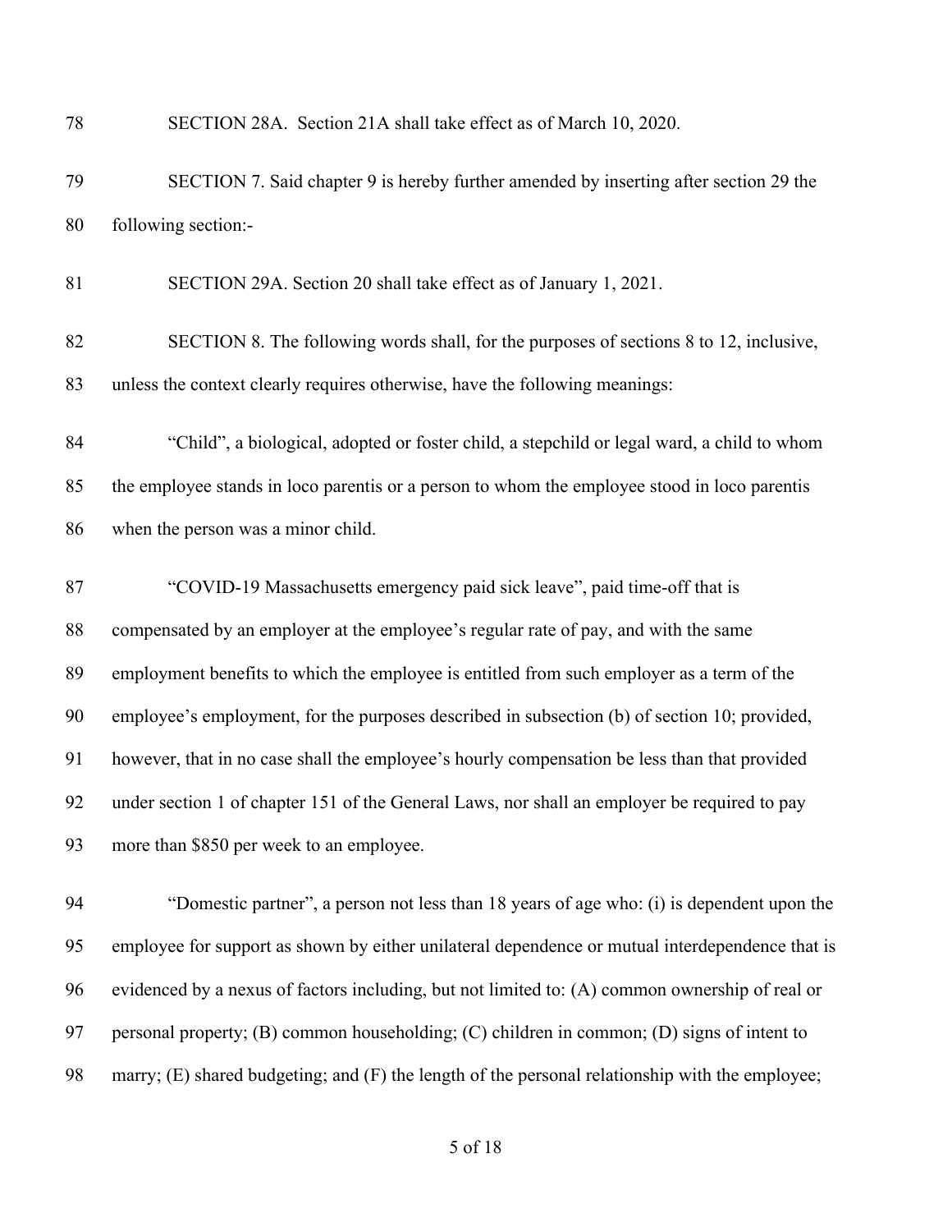SECTION 28A. Section 21A shall take effect as of March 10, 2020.

SECTION 7. Said chapter 9 is hereby further amended by inserting after section 29 the following section:-

SECTION 29A. Section 20 shall take effect as of January 1, 2021.

SECTION 8. The following words shall, for the purposes of sections 8 to 12, inclusive, unless the context clearly requires otherwise, have the following meanings:

"Child", a biological, adopted or foster child, a stepchild or legal ward, a child to whom the employee stands in loco parentis or a person to whom the employee stood in loco parentis when the person was a minor child.

"COVID-19 Massachusetts emergency paid sick leave", paid time-off that is compensated by an employer at the employee's regular rate of pay, and with the same employment benefits to which the employee is entitled from such employer as a term of the employee's employment, for the purposes described in subsection (b) of section 10; provided, however, that in no case shall the employee's hourly compensation be less than that provided under section 1 of chapter 151 of the General Laws, nor shall an employer be required to pay more than $850 per week to an employee.

"Domestic partner", a person not less than 18 years of age who: (i) is dependent upon the employee for support as shown by either unilateral dependence or mutual interdependence that is evidenced by a nexus of factors including, but not limited to: (A) common ownership of real or personal property; (B) common householding; (C) children in common; (D) signs of intent to marry; (E) shared budgeting; and (F) the length of the personal relationship with the employee;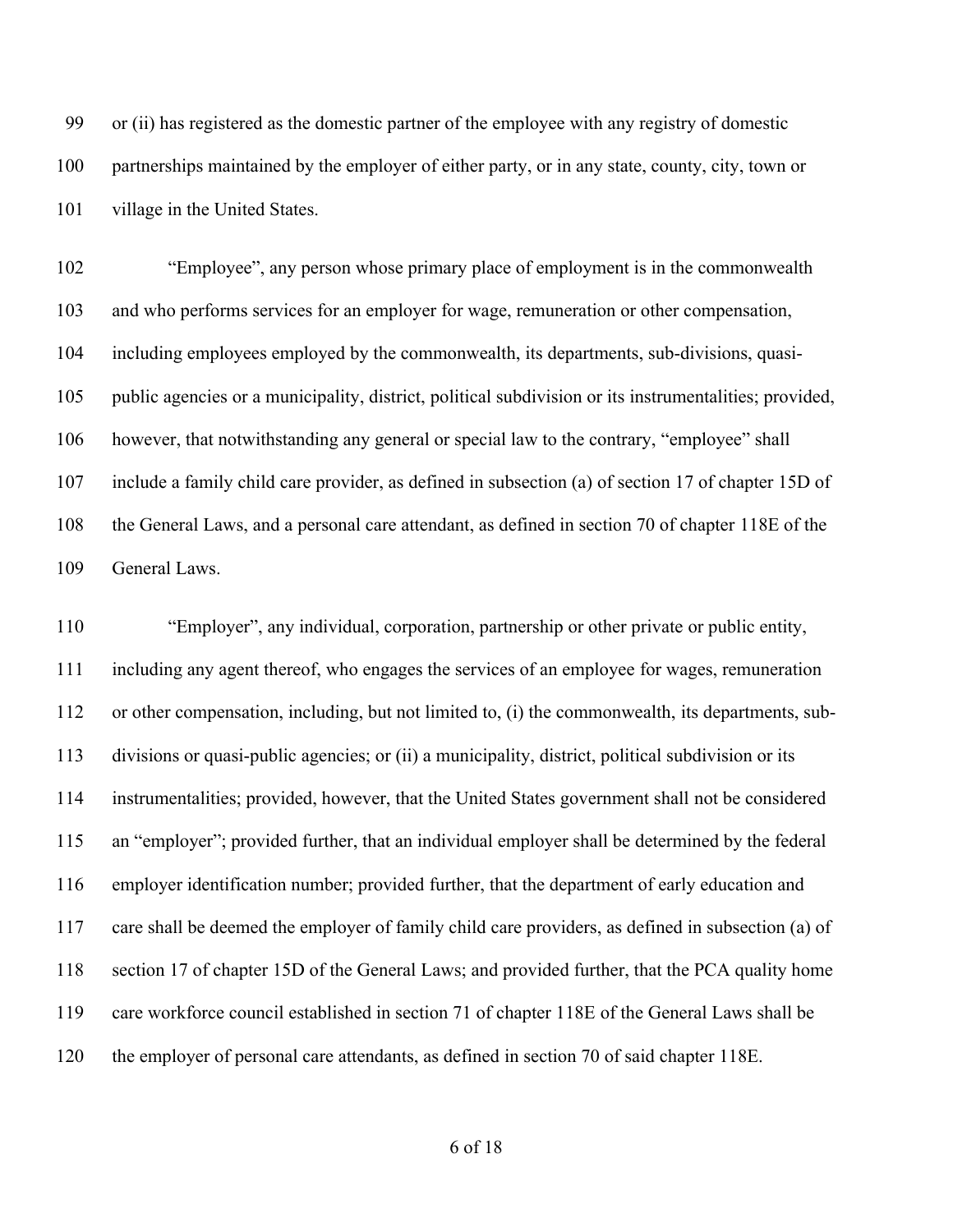or (ii) has registered as the domestic partner of the employee with any registry of domestic partnerships maintained by the employer of either party, or in any state, county, city, town or village in the United States.

"Employee", any person whose primary place of employment is in the commonwealth and who performs services for an employer for wage, remuneration or other compensation, including employees employed by the commonwealth, its departments, sub-divisions, quasi-public agencies or a municipality, district, political subdivision or its instrumentalities; provided, however, that notwithstanding any general or special law to the contrary, "employee" shall include a family child care provider, as defined in subsection (a) of section 17 of chapter 15D of the General Laws, and a personal care attendant, as defined in section 70 of chapter 118E of the General Laws.

"Employer", any individual, corporation, partnership or other private or public entity, including any agent thereof, who engages the services of an employee for wages, remuneration or other compensation, including, but not limited to, (i) the commonwealth, its departments, sub-divisions or quasi-public agencies; or (ii) a municipality, district, political subdivision or its instrumentalities; provided, however, that the United States government shall not be considered an "employer"; provided further, that an individual employer shall be determined by the federal employer identification number; provided further, that the department of early education and care shall be deemed the employer of family child care providers, as defined in subsection (a) of section 17 of chapter 15D of the General Laws; and provided further, that the PCA quality home care workforce council established in section 71 of chapter 118E of the General Laws shall be the employer of personal care attendants, as defined in section 70 of said chapter 118E.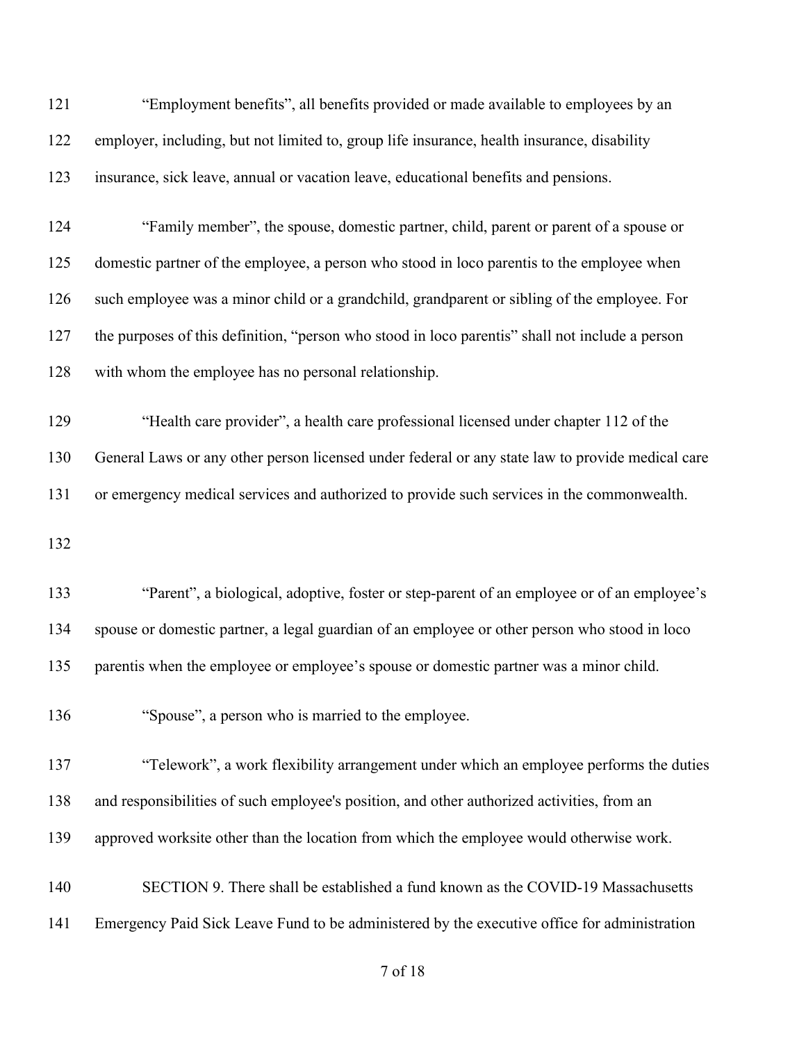"Employment benefits", all benefits provided or made available to employees by an employer, including, but not limited to, group life insurance, health insurance, disability insurance, sick leave, annual or vacation leave, educational benefits and pensions.

"Family member", the spouse, domestic partner, child, parent or parent of a spouse or domestic partner of the employee, a person who stood in loco parentis to the employee when such employee was a minor child or a grandchild, grandparent or sibling of the employee. For the purposes of this definition, "person who stood in loco parentis" shall not include a person with whom the employee has no personal relationship.

"Health care provider", a health care professional licensed under chapter 112 of the General Laws or any other person licensed under federal or any state law to provide medical care or emergency medical services and authorized to provide such services in the commonwealth.

"Parent", a biological, adoptive, foster or step-parent of an employee or of an employee's spouse or domestic partner, a legal guardian of an employee or other person who stood in loco parentis when the employee or employee's spouse or domestic partner was a minor child.

"Spouse", a person who is married to the employee.

"Telework", a work flexibility arrangement under which an employee performs the duties and responsibilities of such employee's position, and other authorized activities, from an approved worksite other than the location from which the employee would otherwise work.

SECTION 9. There shall be established a fund known as the COVID-19 Massachusetts Emergency Paid Sick Leave Fund to be administered by the executive office for administration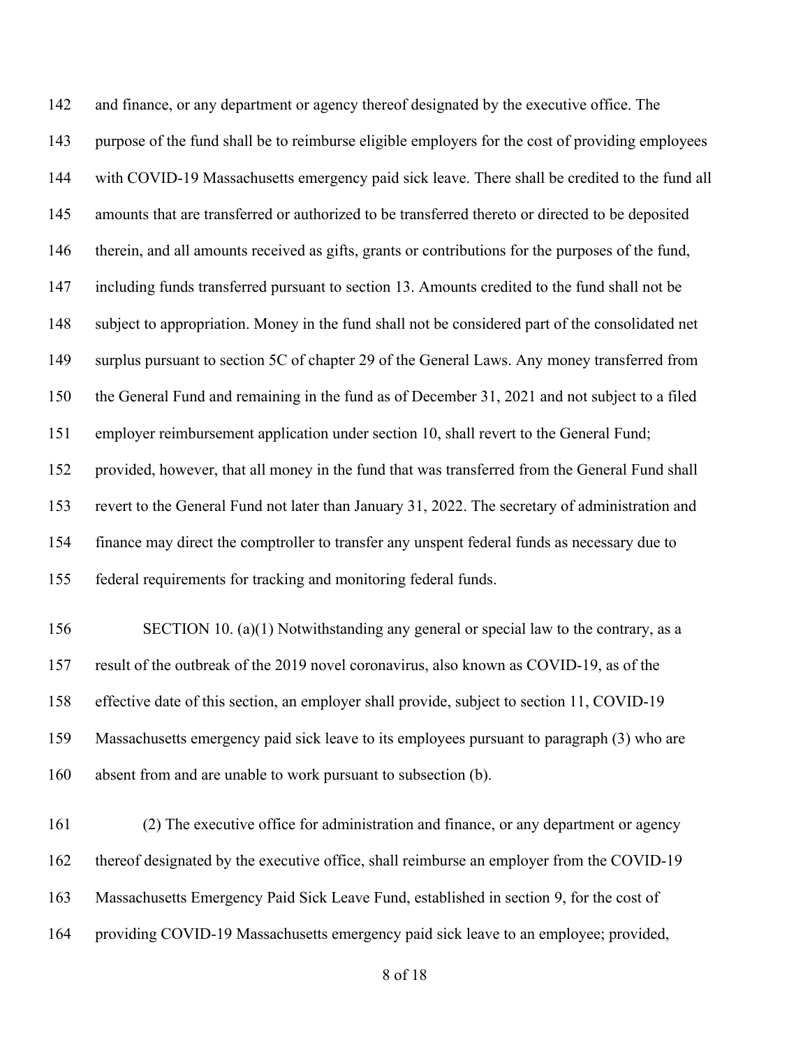and finance, or any department or agency thereof designated by the executive office. The purpose of the fund shall be to reimburse eligible employers for the cost of providing employees with COVID-19 Massachusetts emergency paid sick leave. There shall be credited to the fund all amounts that are transferred or authorized to be transferred thereto or directed to be deposited therein, and all amounts received as gifts, grants or contributions for the purposes of the fund, including funds transferred pursuant to section 13. Amounts credited to the fund shall not be subject to appropriation. Money in the fund shall not be considered part of the consolidated net surplus pursuant to section 5C of chapter 29 of the General Laws. Any money transferred from the General Fund and remaining in the fund as of December 31, 2021 and not subject to a filed employer reimbursement application under section 10, shall revert to the General Fund; provided, however, that all money in the fund that was transferred from the General Fund shall revert to the General Fund not later than January 31, 2022. The secretary of administration and finance may direct the comptroller to transfer any unspent federal funds as necessary due to federal requirements for tracking and monitoring federal funds.

SECTION 10. (a)(1) Notwithstanding any general or special law to the contrary, as a result of the outbreak of the 2019 novel coronavirus, also known as COVID-19, as of the effective date of this section, an employer shall provide, subject to section 11, COVID-19 Massachusetts emergency paid sick leave to its employees pursuant to paragraph (3) who are absent from and are unable to work pursuant to subsection (b).

(2) The executive office for administration and finance, or any department or agency thereof designated by the executive office, shall reimburse an employer from the COVID-19 Massachusetts Emergency Paid Sick Leave Fund, established in section 9, for the cost of providing COVID-19 Massachusetts emergency paid sick leave to an employee; provided,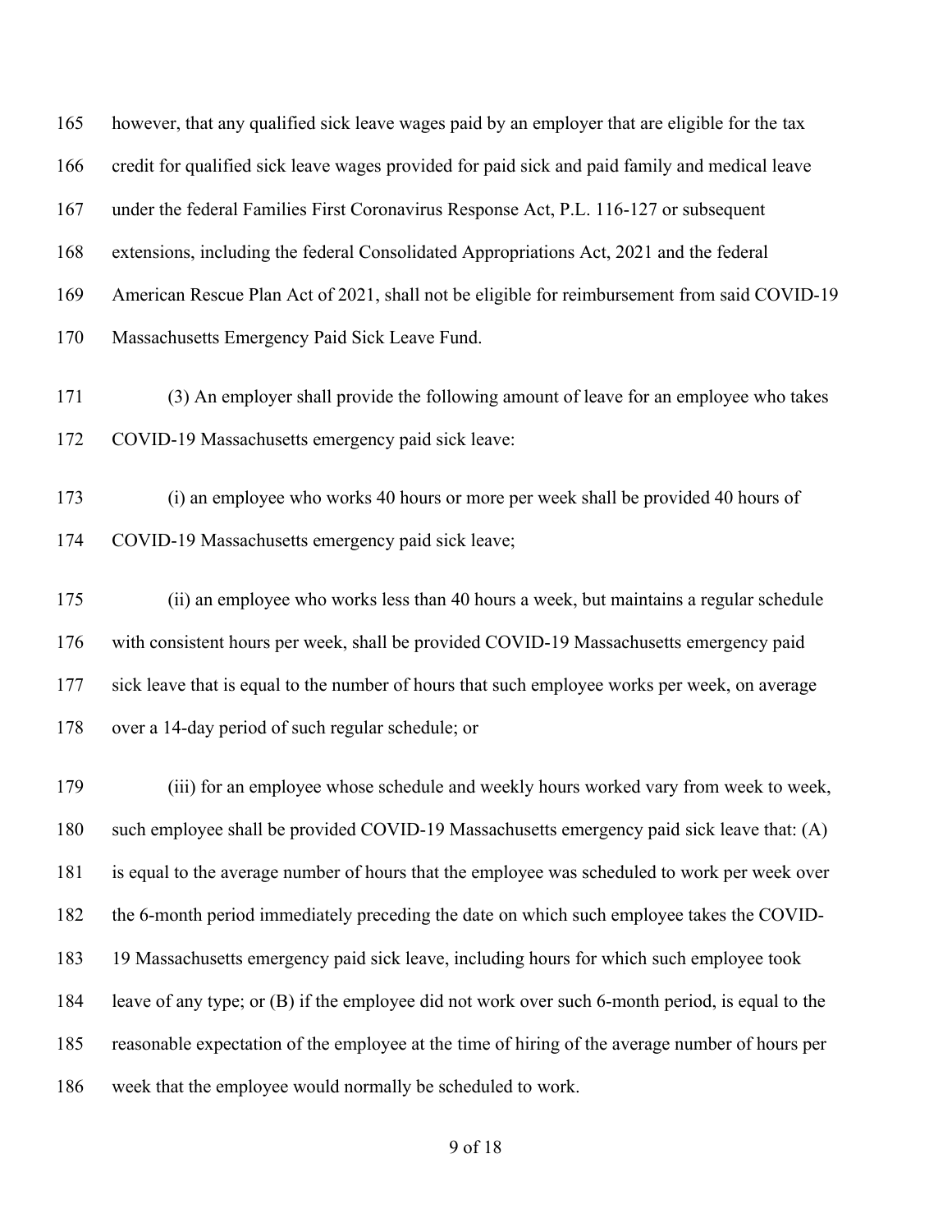however, that any qualified sick leave wages paid by an employer that are eligible for the tax credit for qualified sick leave wages provided for paid sick and paid family and medical leave under the federal Families First Coronavirus Response Act, P.L. 116-127 or subsequent extensions, including the federal Consolidated Appropriations Act, 2021 and the federal American Rescue Plan Act of 2021, shall not be eligible for reimbursement from said COVID-19 Massachusetts Emergency Paid Sick Leave Fund.

(3) An employer shall provide the following amount of leave for an employee who takes COVID-19 Massachusetts emergency paid sick leave:

(i) an employee who works 40 hours or more per week shall be provided 40 hours of COVID-19 Massachusetts emergency paid sick leave;

(ii) an employee who works less than 40 hours a week, but maintains a regular schedule with consistent hours per week, shall be provided COVID-19 Massachusetts emergency paid sick leave that is equal to the number of hours that such employee works per week, on average over a 14-day period of such regular schedule; or

(iii) for an employee whose schedule and weekly hours worked vary from week to week, such employee shall be provided COVID-19 Massachusetts emergency paid sick leave that: (A) is equal to the average number of hours that the employee was scheduled to work per week over the 6-month period immediately preceding the date on which such employee takes the COVID-19 Massachusetts emergency paid sick leave, including hours for which such employee took leave of any type; or (B) if the employee did not work over such 6-month period, is equal to the reasonable expectation of the employee at the time of hiring of the average number of hours per week that the employee would normally be scheduled to work.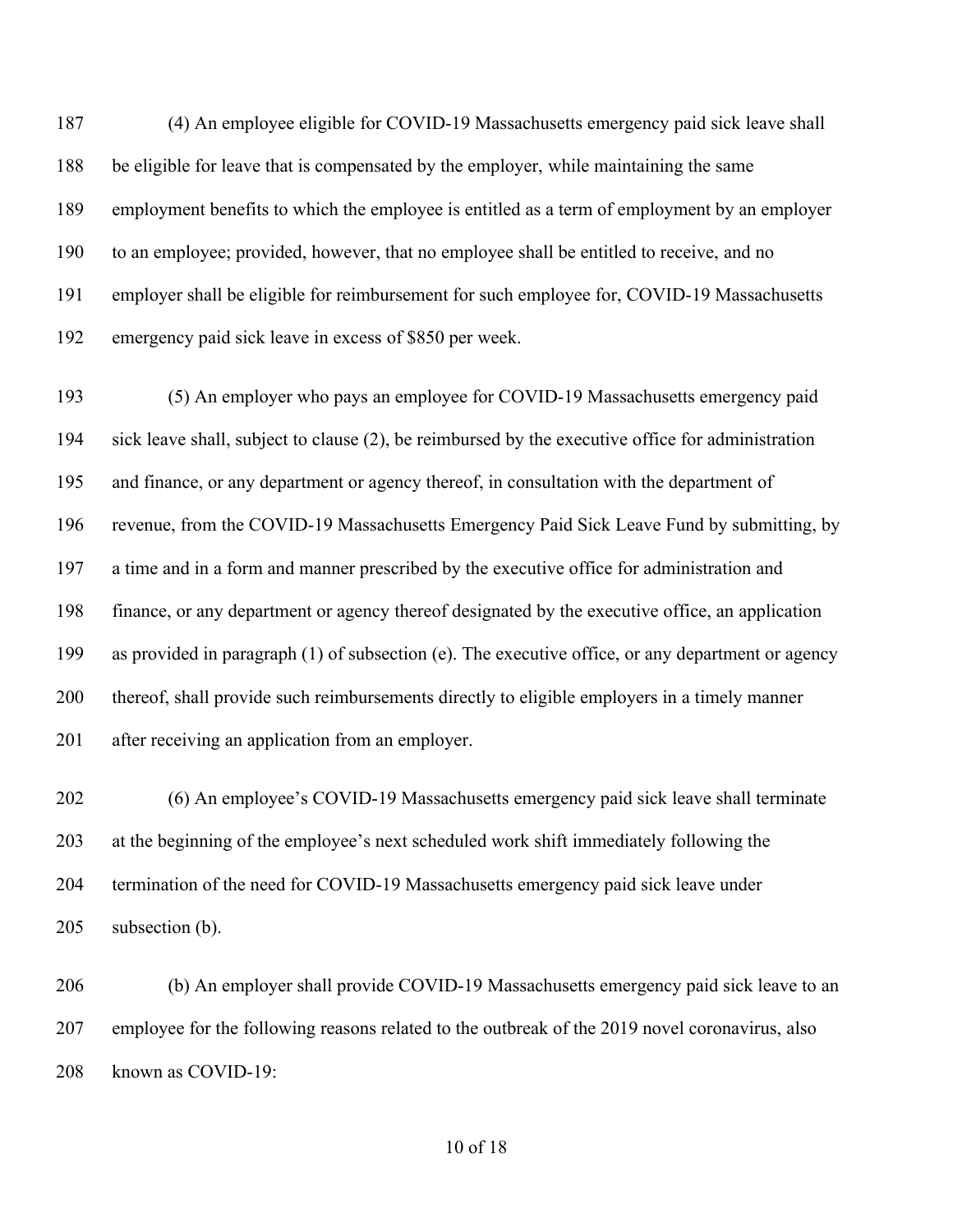(4) An employee eligible for COVID-19 Massachusetts emergency paid sick leave shall be eligible for leave that is compensated by the employer, while maintaining the same employment benefits to which the employee is entitled as a term of employment by an employer to an employee; provided, however, that no employee shall be entitled to receive, and no employer shall be eligible for reimbursement for such employee for, COVID-19 Massachusetts emergency paid sick leave in excess of $850 per week.

(5) An employer who pays an employee for COVID-19 Massachusetts emergency paid sick leave shall, subject to clause (2), be reimbursed by the executive office for administration and finance, or any department or agency thereof, in consultation with the department of revenue, from the COVID-19 Massachusetts Emergency Paid Sick Leave Fund by submitting, by a time and in a form and manner prescribed by the executive office for administration and finance, or any department or agency thereof designated by the executive office, an application as provided in paragraph (1) of subsection (e). The executive office, or any department or agency thereof, shall provide such reimbursements directly to eligible employers in a timely manner after receiving an application from an employer.

(6) An employee's COVID-19 Massachusetts emergency paid sick leave shall terminate at the beginning of the employee's next scheduled work shift immediately following the termination of the need for COVID-19 Massachusetts emergency paid sick leave under subsection (b).

(b) An employer shall provide COVID-19 Massachusetts emergency paid sick leave to an employee for the following reasons related to the outbreak of the 2019 novel coronavirus, also known as COVID-19: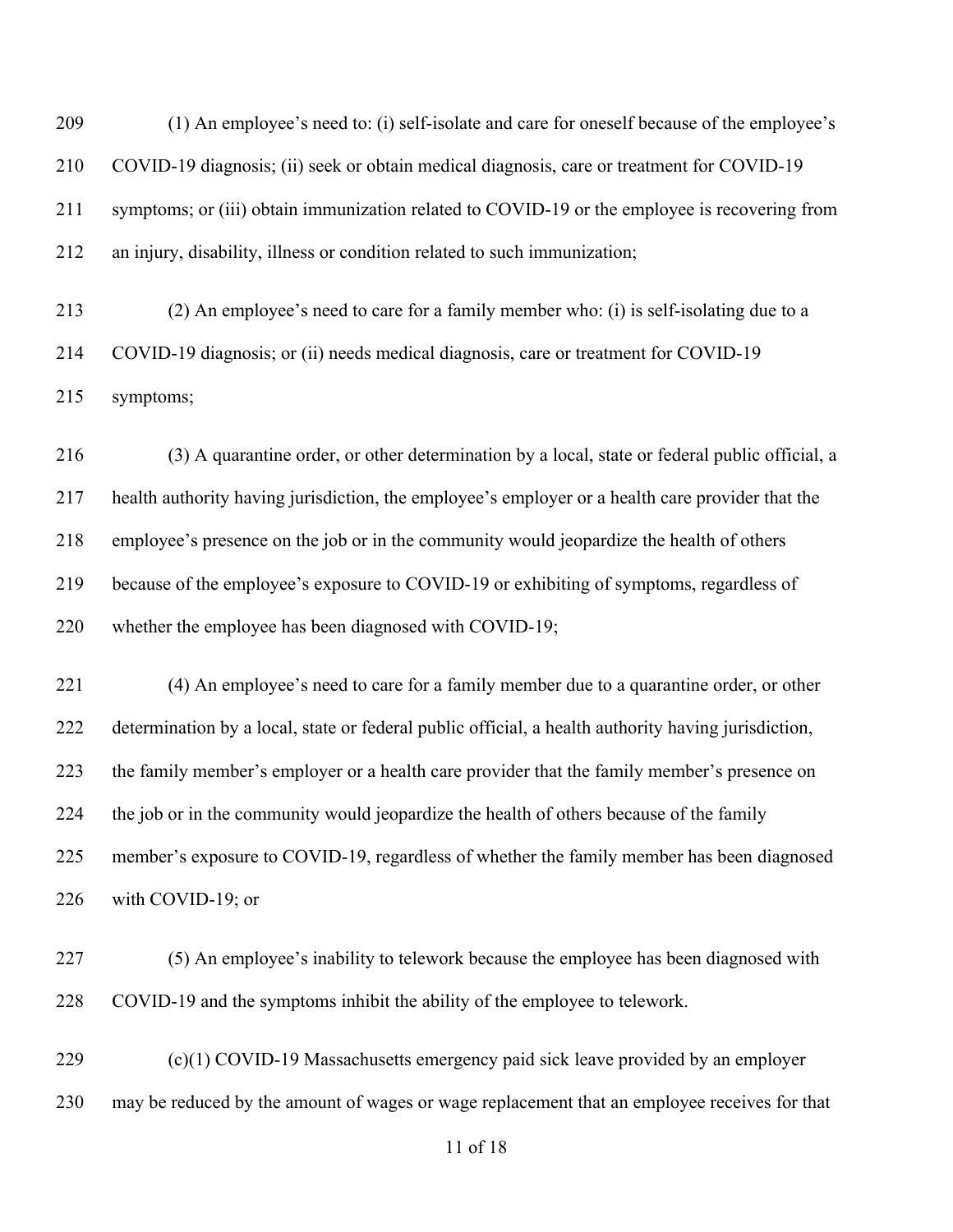(1) An employee's need to: (i) self-isolate and care for oneself because of the employee's COVID-19 diagnosis; (ii) seek or obtain medical diagnosis, care or treatment for COVID-19 symptoms; or (iii) obtain immunization related to COVID-19 or the employee is recovering from an injury, disability, illness or condition related to such immunization;

(2) An employee's need to care for a family member who: (i) is self-isolating due to a COVID-19 diagnosis; or (ii) needs medical diagnosis, care or treatment for COVID-19 symptoms;

(3) A quarantine order, or other determination by a local, state or federal public official, a health authority having jurisdiction, the employee's employer or a health care provider that the employee's presence on the job or in the community would jeopardize the health of others because of the employee's exposure to COVID-19 or exhibiting of symptoms, regardless of whether the employee has been diagnosed with COVID-19;

(4) An employee's need to care for a family member due to a quarantine order, or other determination by a local, state or federal public official, a health authority having jurisdiction, the family member's employer or a health care provider that the family member's presence on the job or in the community would jeopardize the health of others because of the family member's exposure to COVID-19, regardless of whether the family member has been diagnosed with COVID-19; or

(5) An employee's inability to telework because the employee has been diagnosed with COVID-19 and the symptoms inhibit the ability of the employee to telework.

(c)(1) COVID-19 Massachusetts emergency paid sick leave provided by an employer may be reduced by the amount of wages or wage replacement that an employee receives for that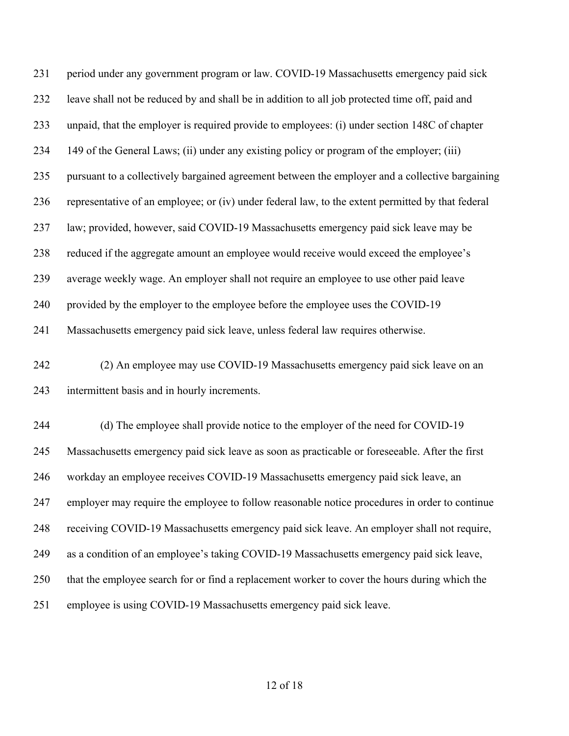period under any government program or law. COVID-19 Massachusetts emergency paid sick leave shall not be reduced by and shall be in addition to all job protected time off, paid and unpaid, that the employer is required provide to employees: (i) under section 148C of chapter 149 of the General Laws; (ii) under any existing policy or program of the employer; (iii) pursuant to a collectively bargained agreement between the employer and a collective bargaining representative of an employee; or (iv) under federal law, to the extent permitted by that federal law; provided, however, said COVID-19 Massachusetts emergency paid sick leave may be reduced if the aggregate amount an employee would receive would exceed the employee's average weekly wage. An employer shall not require an employee to use other paid leave provided by the employer to the employee before the employee uses the COVID-19 Massachusetts emergency paid sick leave, unless federal law requires otherwise.

(2) An employee may use COVID-19 Massachusetts emergency paid sick leave on an intermittent basis and in hourly increments.

(d) The employee shall provide notice to the employer of the need for COVID-19 Massachusetts emergency paid sick leave as soon as practicable or foreseeable. After the first workday an employee receives COVID-19 Massachusetts emergency paid sick leave, an employer may require the employee to follow reasonable notice procedures in order to continue receiving COVID-19 Massachusetts emergency paid sick leave. An employer shall not require, as a condition of an employee's taking COVID-19 Massachusetts emergency paid sick leave, that the employee search for or find a replacement worker to cover the hours during which the employee is using COVID-19 Massachusetts emergency paid sick leave.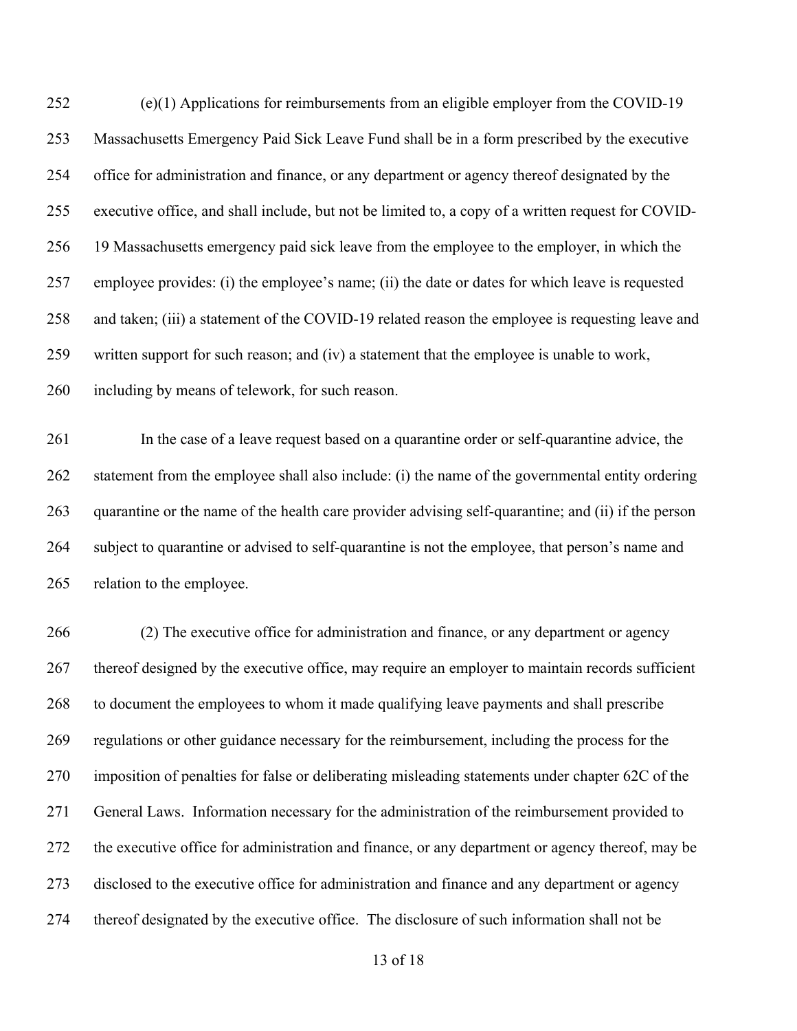(e)(1) Applications for reimbursements from an eligible employer from the COVID-19 Massachusetts Emergency Paid Sick Leave Fund shall be in a form prescribed by the executive office for administration and finance, or any department or agency thereof designated by the executive office, and shall include, but not be limited to, a copy of a written request for COVID-19 Massachusetts emergency paid sick leave from the employee to the employer, in which the employee provides: (i) the employee's name; (ii) the date or dates for which leave is requested and taken; (iii) a statement of the COVID-19 related reason the employee is requesting leave and written support for such reason; and (iv) a statement that the employee is unable to work, including by means of telework, for such reason.

In the case of a leave request based on a quarantine order or self-quarantine advice, the statement from the employee shall also include: (i) the name of the governmental entity ordering quarantine or the name of the health care provider advising self-quarantine; and (ii) if the person subject to quarantine or advised to self-quarantine is not the employee, that person's name and relation to the employee.

(2) The executive office for administration and finance, or any department or agency thereof designed by the executive office, may require an employer to maintain records sufficient to document the employees to whom it made qualifying leave payments and shall prescribe regulations or other guidance necessary for the reimbursement, including the process for the imposition of penalties for false or deliberating misleading statements under chapter 62C of the General Laws. Information necessary for the administration of the reimbursement provided to the executive office for administration and finance, or any department or agency thereof, may be disclosed to the executive office for administration and finance and any department or agency thereof designated by the executive office. The disclosure of such information shall not be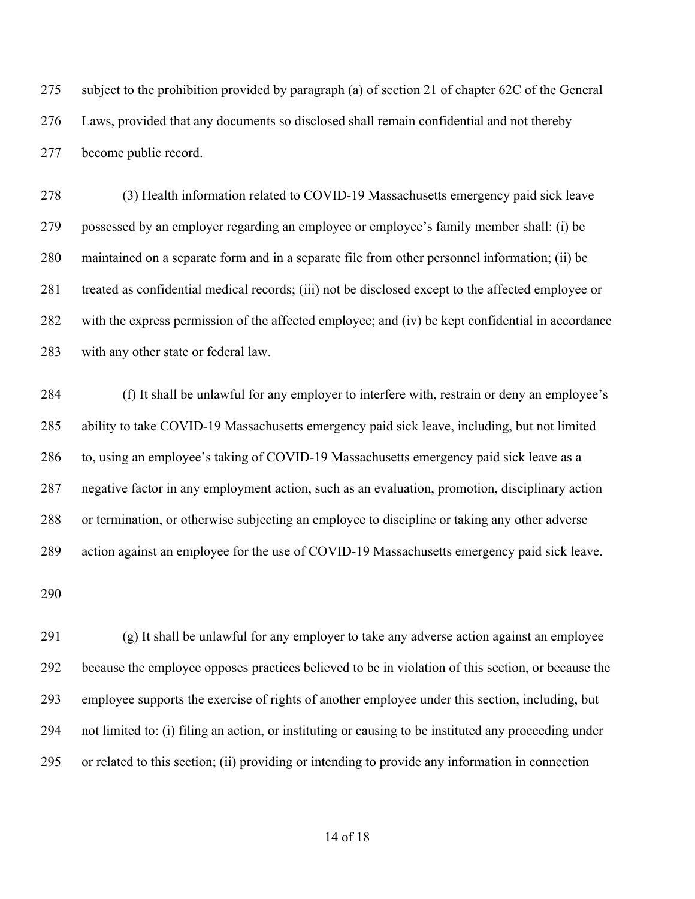subject to the prohibition provided by paragraph (a) of section 21 of chapter 62C of the General Laws, provided that any documents so disclosed shall remain confidential and not thereby become public record.

(3) Health information related to COVID-19 Massachusetts emergency paid sick leave possessed by an employer regarding an employee or employee's family member shall: (i) be maintained on a separate form and in a separate file from other personnel information; (ii) be treated as confidential medical records; (iii) not be disclosed except to the affected employee or with the express permission of the affected employee; and (iv) be kept confidential in accordance with any other state or federal law.

(f) It shall be unlawful for any employer to interfere with, restrain or deny an employee's ability to take COVID-19 Massachusetts emergency paid sick leave, including, but not limited to, using an employee's taking of COVID-19 Massachusetts emergency paid sick leave as a negative factor in any employment action, such as an evaluation, promotion, disciplinary action or termination, or otherwise subjecting an employee to discipline or taking any other adverse action against an employee for the use of COVID-19 Massachusetts emergency paid sick leave.

(g) It shall be unlawful for any employer to take any adverse action against an employee because the employee opposes practices believed to be in violation of this section, or because the employee supports the exercise of rights of another employee under this section, including, but not limited to: (i) filing an action, or instituting or causing to be instituted any proceeding under or related to this section; (ii) providing or intending to provide any information in connection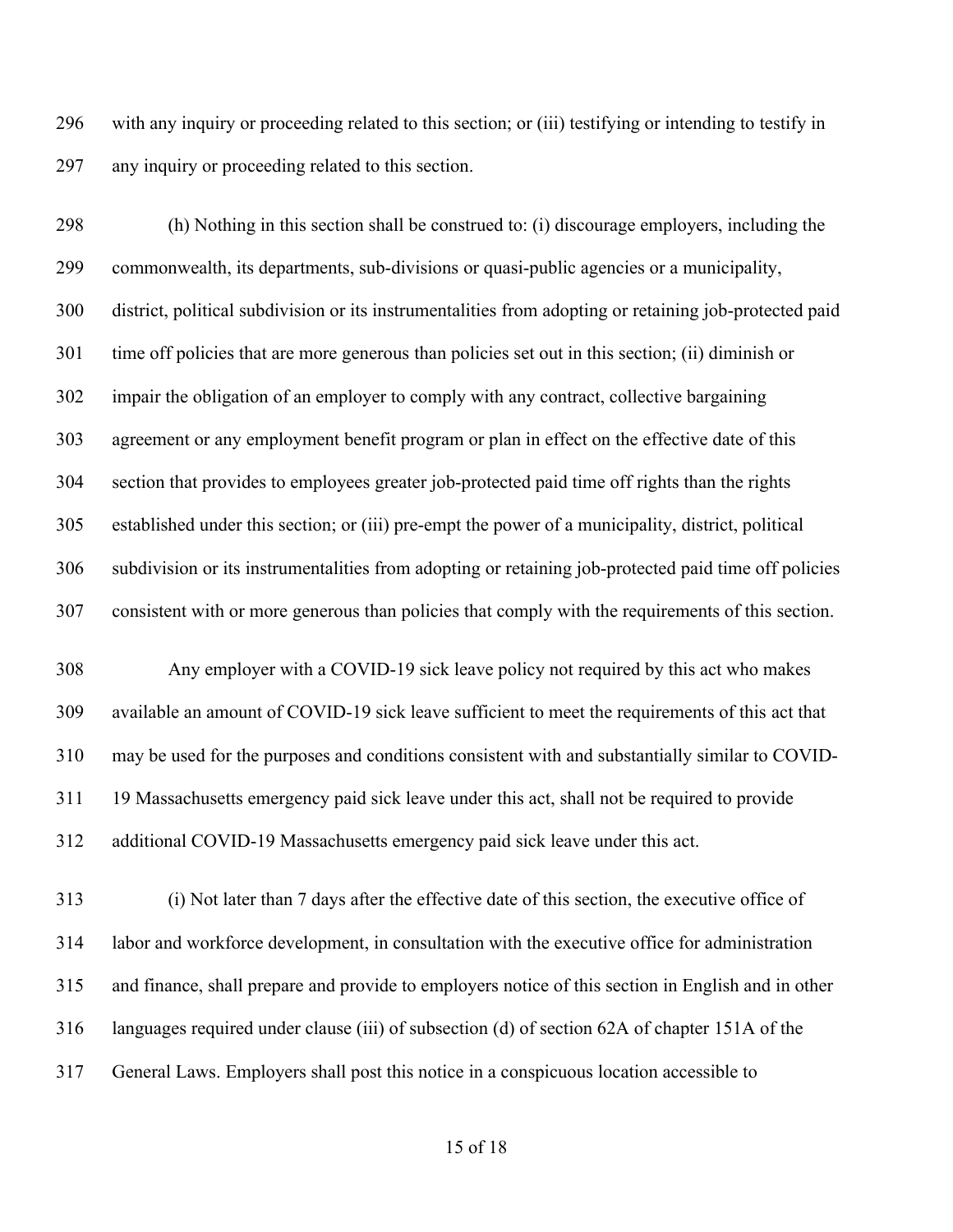with any inquiry or proceeding related to this section; or (iii) testifying or intending to testify in any inquiry or proceeding related to this section.

(h) Nothing in this section shall be construed to: (i) discourage employers, including the commonwealth, its departments, sub-divisions or quasi-public agencies or a municipality, district, political subdivision or its instrumentalities from adopting or retaining job-protected paid time off policies that are more generous than policies set out in this section; (ii) diminish or impair the obligation of an employer to comply with any contract, collective bargaining agreement or any employment benefit program or plan in effect on the effective date of this section that provides to employees greater job-protected paid time off rights than the rights established under this section; or (iii) pre-empt the power of a municipality, district, political subdivision or its instrumentalities from adopting or retaining job-protected paid time off policies consistent with or more generous than policies that comply with the requirements of this section.

Any employer with a COVID-19 sick leave policy not required by this act who makes available an amount of COVID-19 sick leave sufficient to meet the requirements of this act that may be used for the purposes and conditions consistent with and substantially similar to COVID-19 Massachusetts emergency paid sick leave under this act, shall not be required to provide additional COVID-19 Massachusetts emergency paid sick leave under this act.

(i) Not later than 7 days after the effective date of this section, the executive office of labor and workforce development, in consultation with the executive office for administration and finance, shall prepare and provide to employers notice of this section in English and in other languages required under clause (iii) of subsection (d) of section 62A of chapter 151A of the General Laws. Employers shall post this notice in a conspicuous location accessible to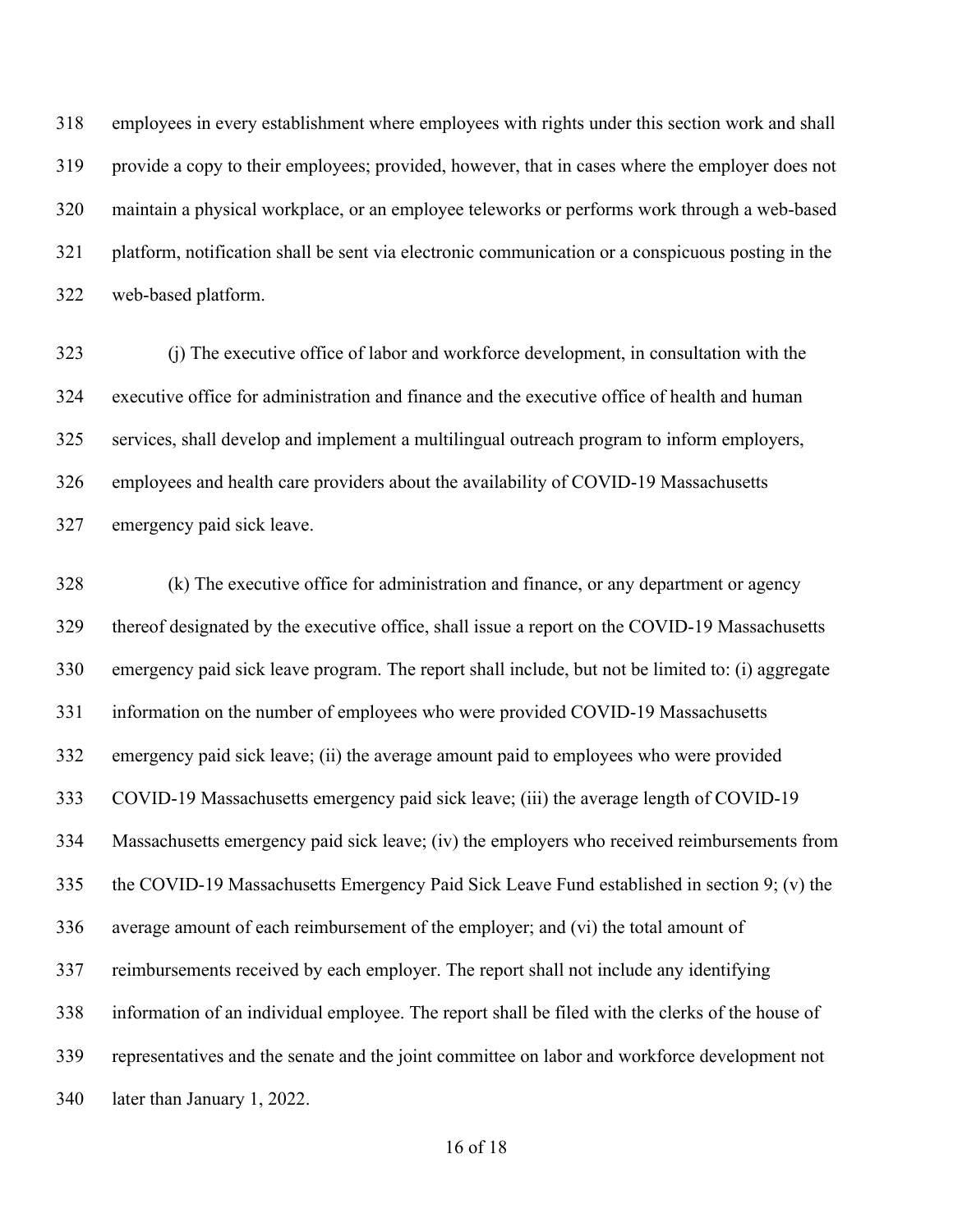employees in every establishment where employees with rights under this section work and shall provide a copy to their employees; provided, however, that in cases where the employer does not maintain a physical workplace, or an employee teleworks or performs work through a web-based platform, notification shall be sent via electronic communication or a conspicuous posting in the web-based platform.

(j) The executive office of labor and workforce development, in consultation with the executive office for administration and finance and the executive office of health and human services, shall develop and implement a multilingual outreach program to inform employers, employees and health care providers about the availability of COVID-19 Massachusetts emergency paid sick leave.

(k) The executive office for administration and finance, or any department or agency thereof designated by the executive office, shall issue a report on the COVID-19 Massachusetts emergency paid sick leave program. The report shall include, but not be limited to: (i) aggregate information on the number of employees who were provided COVID-19 Massachusetts emergency paid sick leave; (ii) the average amount paid to employees who were provided COVID-19 Massachusetts emergency paid sick leave; (iii) the average length of COVID-19 Massachusetts emergency paid sick leave; (iv) the employers who received reimbursements from the COVID-19 Massachusetts Emergency Paid Sick Leave Fund established in section 9; (v) the average amount of each reimbursement of the employer; and (vi) the total amount of reimbursements received by each employer. The report shall not include any identifying information of an individual employee. The report shall be filed with the clerks of the house of representatives and the senate and the joint committee on labor and workforce development not later than January 1, 2022.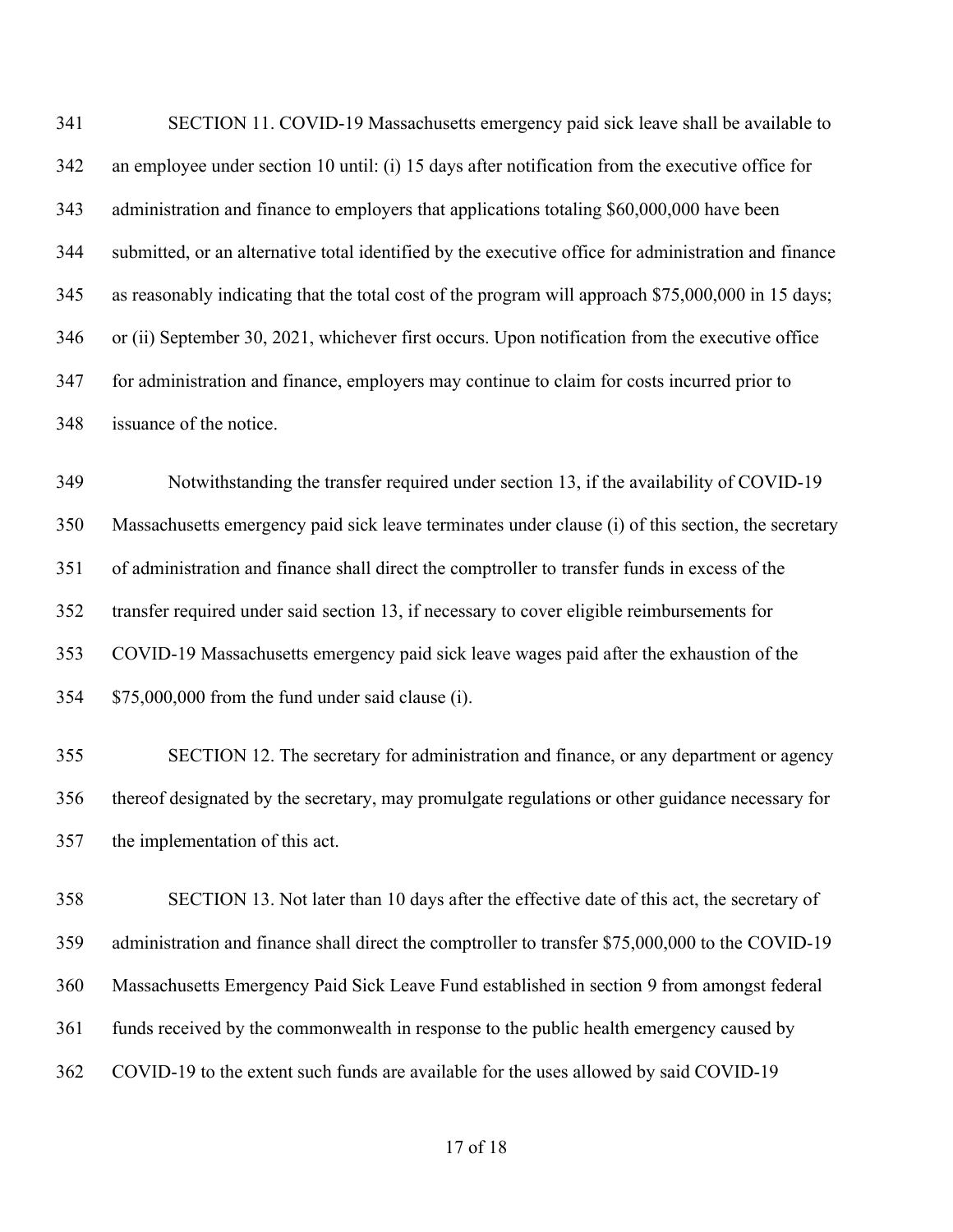SECTION 11. COVID-19 Massachusetts emergency paid sick leave shall be available to an employee under section 10 until: (i) 15 days after notification from the executive office for administration and finance to employers that applications totaling $60,000,000 have been submitted, or an alternative total identified by the executive office for administration and finance as reasonably indicating that the total cost of the program will approach $75,000,000 in 15 days; or (ii) September 30, 2021, whichever first occurs. Upon notification from the executive office for administration and finance, employers may continue to claim for costs incurred prior to issuance of the notice.

Notwithstanding the transfer required under section 13, if the availability of COVID-19 Massachusetts emergency paid sick leave terminates under clause (i) of this section, the secretary of administration and finance shall direct the comptroller to transfer funds in excess of the transfer required under said section 13, if necessary to cover eligible reimbursements for COVID-19 Massachusetts emergency paid sick leave wages paid after the exhaustion of the $75,000,000 from the fund under said clause (i).

SECTION 12. The secretary for administration and finance, or any department or agency thereof designated by the secretary, may promulgate regulations or other guidance necessary for the implementation of this act.

SECTION 13. Not later than 10 days after the effective date of this act, the secretary of administration and finance shall direct the comptroller to transfer $75,000,000 to the COVID-19 Massachusetts Emergency Paid Sick Leave Fund established in section 9 from amongst federal funds received by the commonwealth in response to the public health emergency caused by COVID-19 to the extent such funds are available for the uses allowed by said COVID-19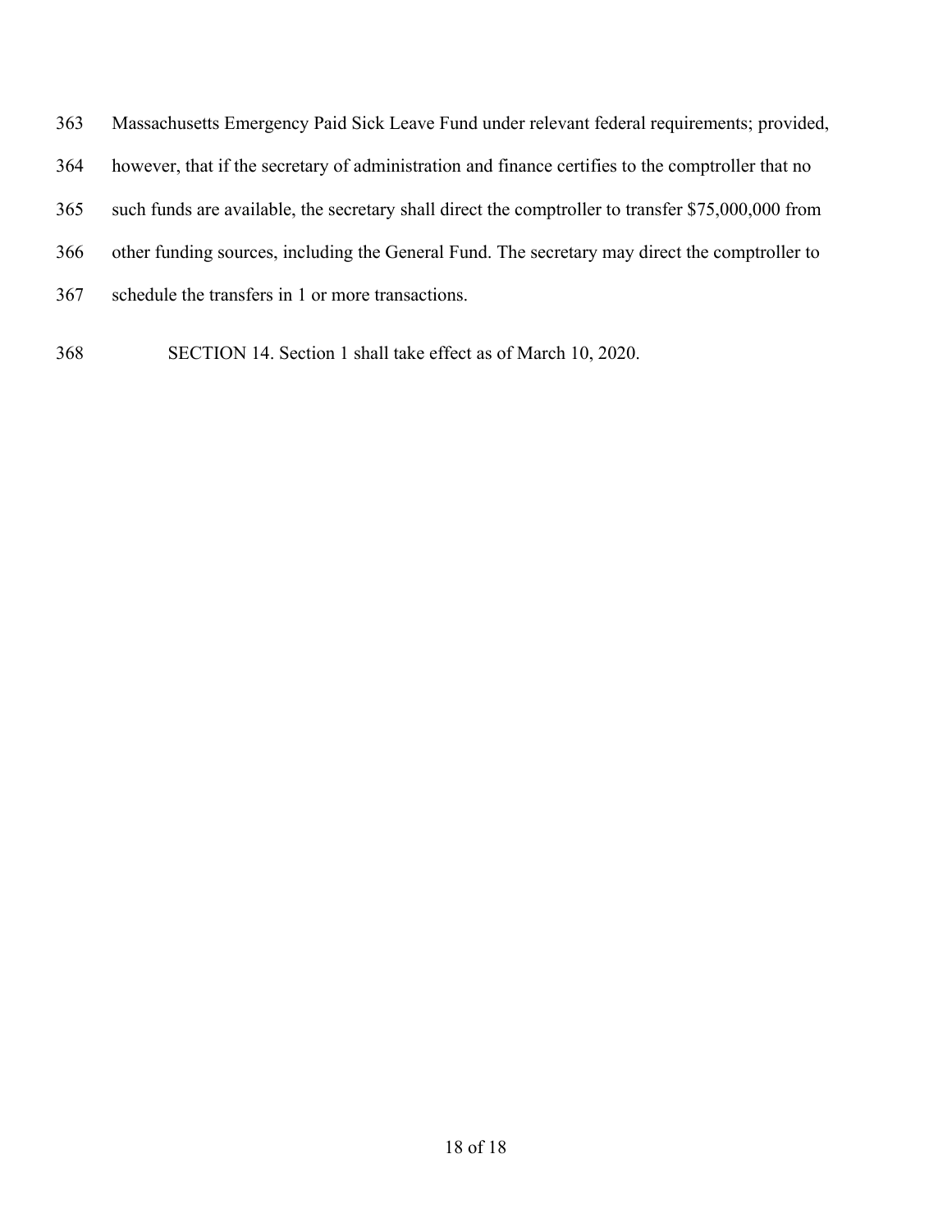363 Massachusetts Emergency Paid Sick Leave Fund under relevant federal requirements; provided,

364 however, that if the secretary of administration and finance certifies to the comptroller that no

365 such funds are available, the secretary shall direct the comptroller to transfer $75,000,000 from

366 other funding sources, including the General Fund. The secretary may direct the comptroller to

367 schedule the transfers in 1 or more transactions.

368 SECTION 14. Section 1 shall take effect as of March 10, 2020.